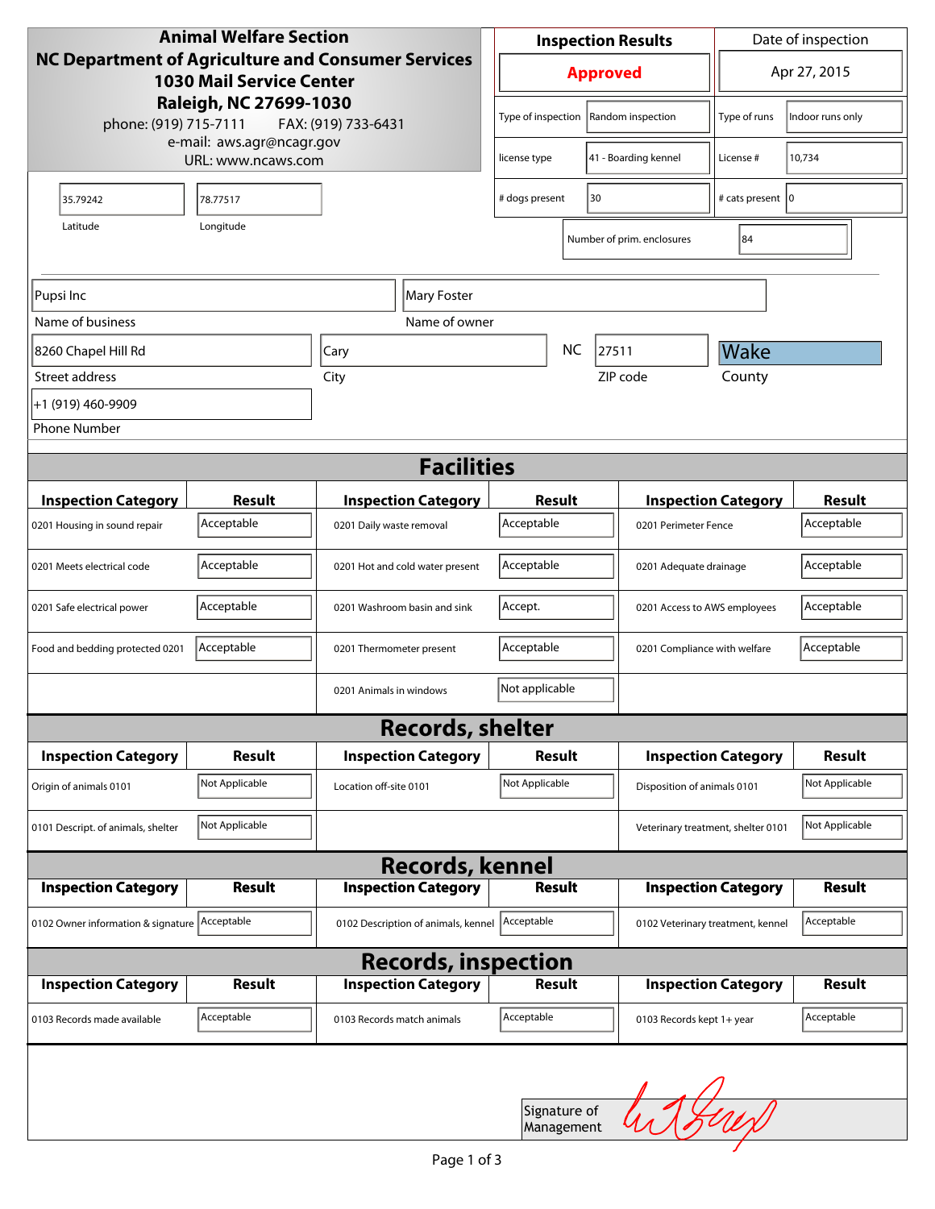**Animal Welfare Section**
**NC Department of Agriculture and Consumer Services**
**1030 Mail Service Center**
**Raleigh, NC 27699-1030**
phone: (919) 715-7111 FAX: (919) 733-6431
e-mail: aws.agr@ncagr.gov
URL: www.ncaws.com

| Inspection Results | Date of inspection |
|---|---|
| **Approved** | Apr 27, 2015 |

| | | | |
|---|---|---|---|
| Type of inspection | Random inspection | Type of runs | Indoor runs only |
| license type | 41 - Boarding kennel | License # | 10,734 |
| # dogs present | 30 | # cats present | 0 |
| Number of prim. enclosures | 84 | | |

| Latitude | Longitude |
|---|---|
| 35.79242 | 78.77517 |

| Name of business | Name of owner |
|---|---|
| Pupsi Inc | Mary Foster |

| Street address | City | State | ZIP code | County |
|---|---|---|---|---|
| 8260 Chapel Hill Rd | Cary | NC | 27511 | Wake |

| Phone Number |
|---|
| +1 (919) 460-9909 |

## Facilities

| Inspection Category | Result | Inspection Category | Result | Inspection Category | Result |
|---|---|---|---|---|---|
| 0201 Housing in sound repair | Acceptable | 0201 Daily waste removal | Acceptable | 0201 Perimeter Fence | Acceptable |
| 0201 Meets electrical code | Acceptable | 0201 Hot and cold water present | Acceptable | 0201 Adequate drainage | Acceptable |
| 0201 Safe electrical power | Acceptable | 0201 Washroom basin and sink | Accept. | 0201 Access to AWS employees | Acceptable |
| Food and bedding protected 0201 | Acceptable | 0201 Thermometer present | Acceptable | 0201 Compliance with welfare | Acceptable |
| | | 0201 Animals in windows | Not applicable | | |

## Records, shelter

| Inspection Category | Result | Inspection Category | Result | Inspection Category | Result |
|---|---|---|---|---|---|
| Origin of animals 0101 | Not Applicable | Location off-site 0101 | Not Applicable | Disposition of animals 0101 | Not Applicable |
| 0101 Descript. of animals, shelter | Not Applicable | | | Veterinary treatment, shelter 0101 | Not Applicable |

## Records, kennel

| Inspection Category | Result | Inspection Category | Result | Inspection Category | Result |
|---|---|---|---|---|---|
| 0102 Owner information & signature | Acceptable | 0102 Description of animals, kennel | Acceptable | 0102 Veterinary treatment, kennel | Acceptable |

## Records, inspection

| Inspection Category | Result | Inspection Category | Result | Inspection Category | Result |
|---|---|---|---|---|---|
| 0103 Records made available | Acceptable | 0103 Records match animals | Acceptable | 0103 Records kept 1+ year | Acceptable |

Signature of Management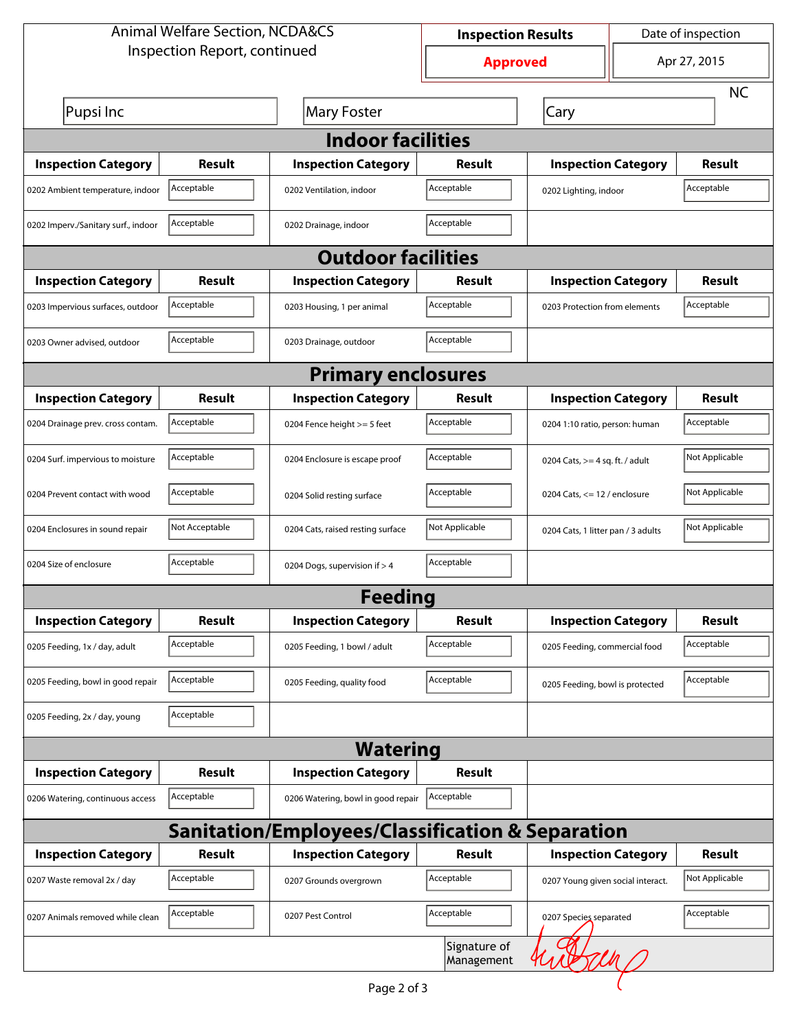Animal Welfare Section, NCDA&CS
Inspection Report, continued

| Inspection Results | Date of inspection |
|---|---|
| **Approved** | Apr 27, 2015 |

| Pupsi Inc | Mary Foster | Cary | NC |
|---|---|---|---|

## Indoor facilities

| Inspection Category | Result | Inspection Category | Result | Inspection Category | Result |
|---|---|---|---|---|---|
| 0202 Ambient temperature, indoor | Acceptable | 0202 Ventilation, indoor | Acceptable | 0202 Lighting, indoor | Acceptable |
| 0202 Imperv./Sanitary surf., indoor | Acceptable | 0202 Drainage, indoor | Acceptable | | |

## Outdoor facilities

| Inspection Category | Result | Inspection Category | Result | Inspection Category | Result |
|---|---|---|---|---|---|
| 0203 Impervious surfaces, outdoor | Acceptable | 0203 Housing, 1 per animal | Acceptable | 0203 Protection from elements | Acceptable |
| 0203 Owner advised, outdoor | Acceptable | 0203 Drainage, outdoor | Acceptable | | |

## Primary enclosures

| Inspection Category | Result | Inspection Category | Result | Inspection Category | Result |
|---|---|---|---|---|---|
| 0204 Drainage prev. cross contam. | Acceptable | 0204 Fence height >= 5 feet | Acceptable | 0204 1:10 ratio, person: human | Acceptable |
| 0204 Surf. impervious to moisture | Acceptable | 0204 Enclosure is escape proof | Acceptable | 0204 Cats, >= 4 sq. ft. / adult | Not Applicable |
| 0204 Prevent contact with wood | Acceptable | 0204 Solid resting surface | Acceptable | 0204 Cats, <= 12 / enclosure | Not Applicable |
| 0204 Enclosures in sound repair | Not Acceptable | 0204 Cats, raised resting surface | Not Applicable | 0204 Cats, 1 litter pan / 3 adults | Not Applicable |
| 0204 Size of enclosure | Acceptable | 0204 Dogs, supervision if > 4 | Acceptable | | |

## Feeding

| Inspection Category | Result | Inspection Category | Result | Inspection Category | Result |
|---|---|---|---|---|---|
| 0205 Feeding, 1x / day, adult | Acceptable | 0205 Feeding, 1 bowl / adult | Acceptable | 0205 Feeding, commercial food | Acceptable |
| 0205 Feeding, bowl in good repair | Acceptable | 0205 Feeding, quality food | Acceptable | 0205 Feeding, bowl is protected | Acceptable |
| 0205 Feeding, 2x / day, young | Acceptable | | | | |

## Watering

| Inspection Category | Result | Inspection Category | Result |
|---|---|---|---|
| 0206 Watering, continuous access | Acceptable | 0206 Watering, bowl in good repair | Acceptable |

## Sanitation/Employees/Classification & Separation

| Inspection Category | Result | Inspection Category | Result | Inspection Category | Result |
|---|---|---|---|---|---|
| 0207 Waste removal 2x / day | Acceptable | 0207 Grounds overgrown | Acceptable | 0207 Young given social interact. | Not Applicable |
| 0207 Animals removed while clean | Acceptable | 0207 Pest Control | Acceptable | 0207 Species separated | Acceptable |

Signature of Management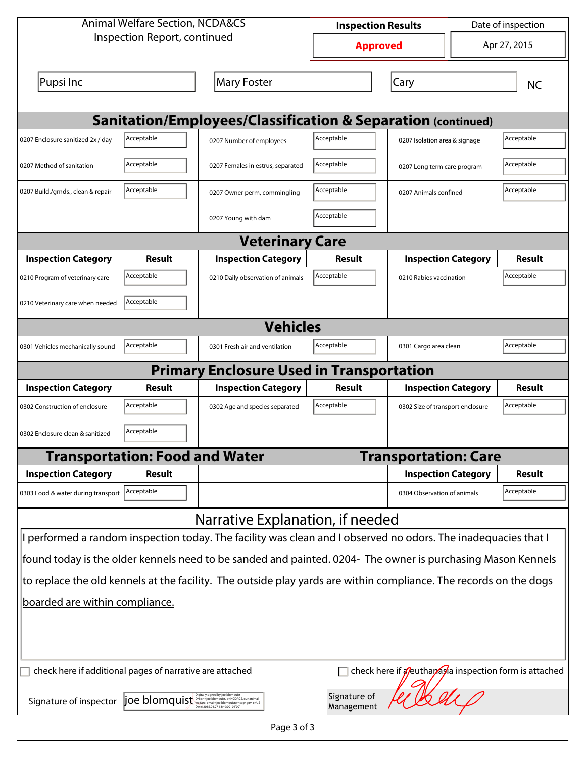Animal Welfare Section, NCDA&CS
Inspection Report, continued

| Inspection Results | Date of inspection |
|---|---|
| **Approved** | Apr 27, 2015 |

Pupsi Inc | Mary Foster | Cary | NC

## Sanitation/Employees/Classification & Separation (continued)

| | | | | | |
|---|---|---|---|---|---|
| 0207 Enclosure sanitized 2x / day | Acceptable | 0207 Number of employees | Acceptable | 0207 Isolation area & signage | Acceptable |
| 0207 Method of sanitation | Acceptable | 0207 Females in estrus, separated | Acceptable | 0207 Long term care program | Acceptable |
| 0207 Build./grnds., clean & repair | Acceptable | 0207 Owner perm, commingling | Acceptable | 0207 Animals confined | Acceptable |
| | | 0207 Young with dam | Acceptable | | |

## Veterinary Care

| Inspection Category | Result | Inspection Category | Result | Inspection Category | Result |
|---|---|---|---|---|---|
| 0210 Program of veterinary care | Acceptable | 0210 Daily observation of animals | Acceptable | 0210 Rabies vaccination | Acceptable |
| 0210 Veterinary care when needed | Acceptable | | | | |

## Vehicles

| | | | | | |
|---|---|---|---|---|---|
| 0301 Vehicles mechanically sound | Acceptable | 0301 Fresh air and ventilation | Acceptable | 0301 Cargo area clean | Acceptable |

## Primary Enclosure Used in Transportation

| Inspection Category | Result | Inspection Category | Result | Inspection Category | Result |
|---|---|---|---|---|---|
| 0302 Construction of enclosure | Acceptable | 0302 Age and species separated | Acceptable | 0302 Size of transport enclosure | Acceptable |
| 0302 Enclosure clean & sanitized | Acceptable | | | | |

## Transportation: Food and Water

| Inspection Category | Result |
|---|---|
| 0303 Food & water during transport | Acceptable |

## Transportation: Care

| Inspection Category | Result |
|---|---|
| 0304 Observation of animals | Acceptable |

## Narrative Explanation, if needed

I performed a random inspection today. The facility was clean and I observed no odors. The inadequacies that I found today is the older kennels need to be sanded and painted. 0204- The owner is purchasing Mason Kennels to replace the old kennels at the facility. The outside play yards are within compliance. The records on the dogs boarded are within compliance.

☐ check here if additional pages of narrative are attached

☐ check here if a euthanasia inspection form is attached

Signature of inspector: joe blomquist (Digitally signed by joe blomquist DN: cn=joe blomquist, o=NCDACS, ou=animal welfare, email=joe.blomquist@ncagr.gov, c=US Date: 2015.04.27 13:49:00 -04'00')

Signature of Management: [signature]